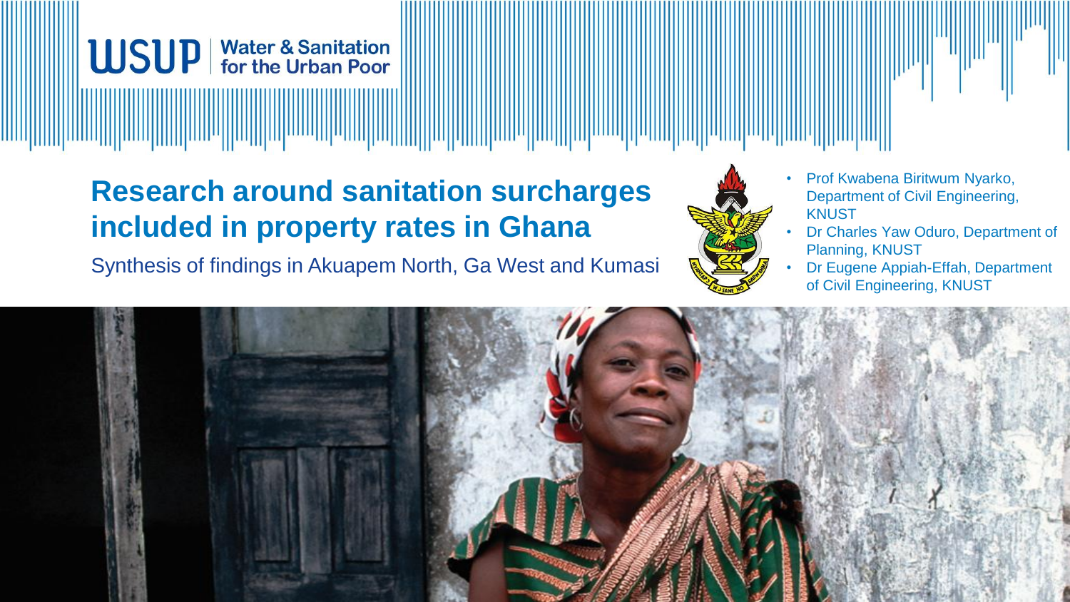WSUP | Water & Sanitation for the Urban Poor

# Research around sanitation surcharges included in property rates in Ghana

Synthesis of findings in Akuapem North, Ga West and Kumasi

- Prof Kwabena Biritwum Nyarko, Department of Civil Engineering, KNUST
- Dr Charles Yaw Oduro, Department of Planning, KNUST
- Dr Eugene Appiah-Effah, Department of Civil Engineering, KNUST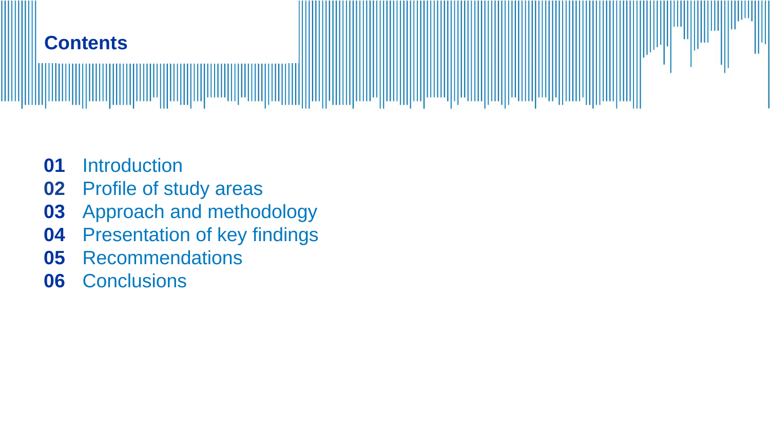# Contents

**01** Introduction
**02** Profile of study areas
**03** Approach and methodology
**04** Presentation of key findings
**05** Recommendations
**06** Conclusions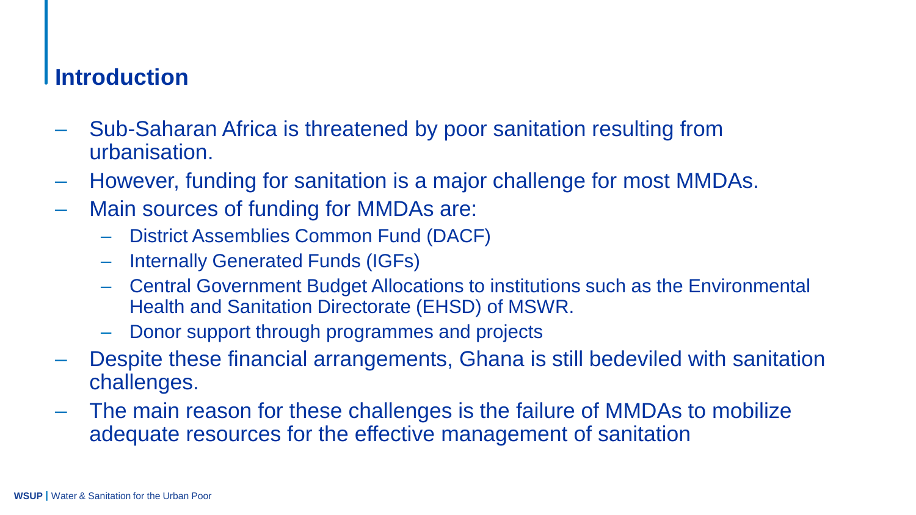## Introduction

- Sub-Saharan Africa is threatened by poor sanitation resulting from urbanisation.
- However, funding for sanitation is a major challenge for most MMDAs.
- Main sources of funding for MMDAs are:
  - District Assemblies Common Fund (DACF)
  - Internally Generated Funds (IGFs)
  - Central Government Budget Allocations to institutions such as the Environmental Health and Sanitation Directorate (EHSD) of MSWR.
  - Donor support through programmes and projects
- Despite these financial arrangements, Ghana is still bedeviled with sanitation challenges.
- The main reason for these challenges is the failure of MMDAs to mobilize adequate resources for the effective management of sanitation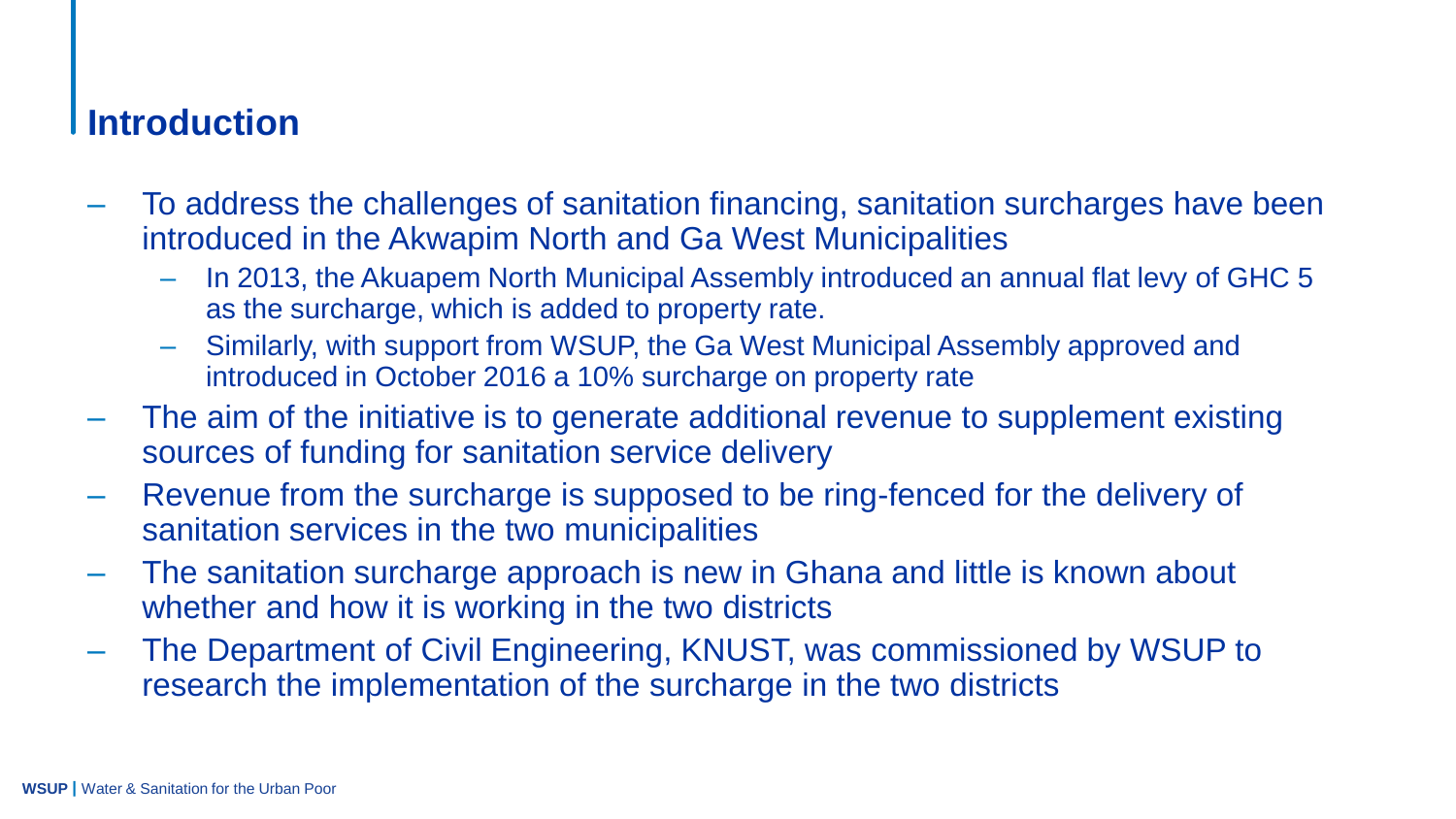## Introduction

- To address the challenges of sanitation financing, sanitation surcharges have been introduced in the Akwapim North and Ga West Municipalities
  - In 2013, the Akuapem North Municipal Assembly introduced an annual flat levy of GHC 5 as the surcharge, which is added to property rate.
  - Similarly, with support from WSUP, the Ga West Municipal Assembly approved and introduced in October 2016 a 10% surcharge on property rate
- The aim of the initiative is to generate additional revenue to supplement existing sources of funding for sanitation service delivery
- Revenue from the surcharge is supposed to be ring-fenced for the delivery of sanitation services in the two municipalities
- The sanitation surcharge approach is new in Ghana and little is known about whether and how it is working in the two districts
- The Department of Civil Engineering, KNUST, was commissioned by WSUP to research the implementation of the surcharge in the two districts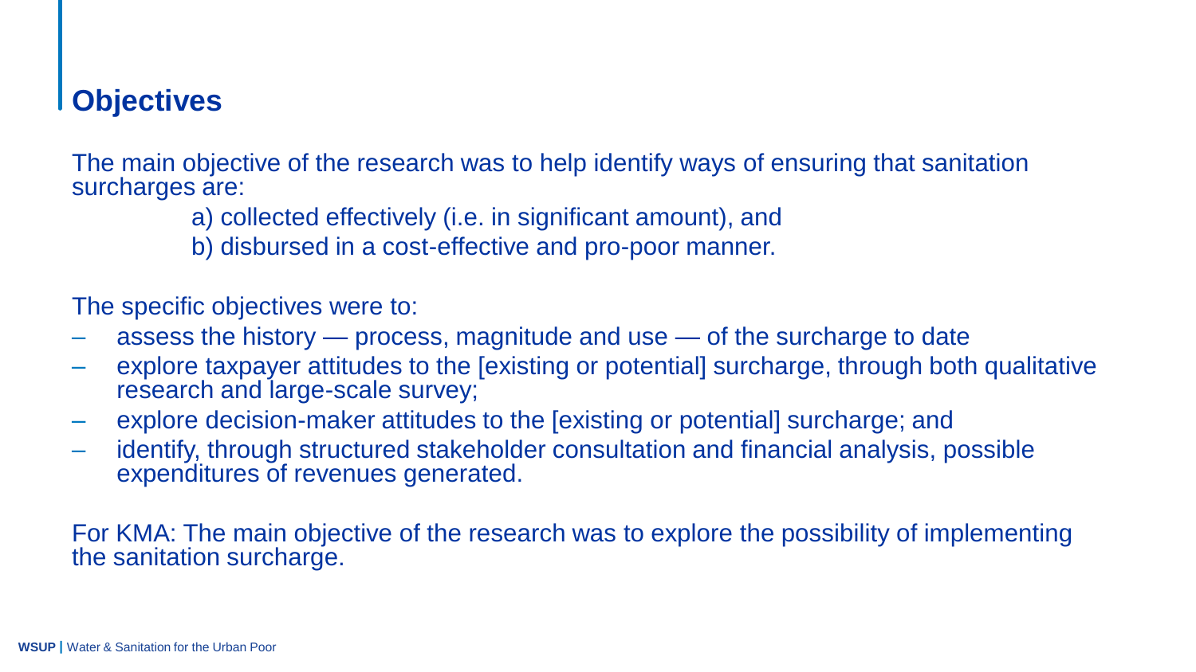## Objectives

The main objective of the research was to help identify ways of ensuring that sanitation surcharges are:

a) collected effectively (i.e. in significant amount), and
b) disbursed in a cost-effective and pro-poor manner.

The specific objectives were to:

- assess the history — process, magnitude and use — of the surcharge to date
- explore taxpayer attitudes to the [existing or potential] surcharge, through both qualitative research and large-scale survey;
- explore decision-maker attitudes to the [existing or potential] surcharge; and
- identify, through structured stakeholder consultation and financial analysis, possible expenditures of revenues generated.

For KMA: The main objective of the research was to explore the possibility of implementing the sanitation surcharge.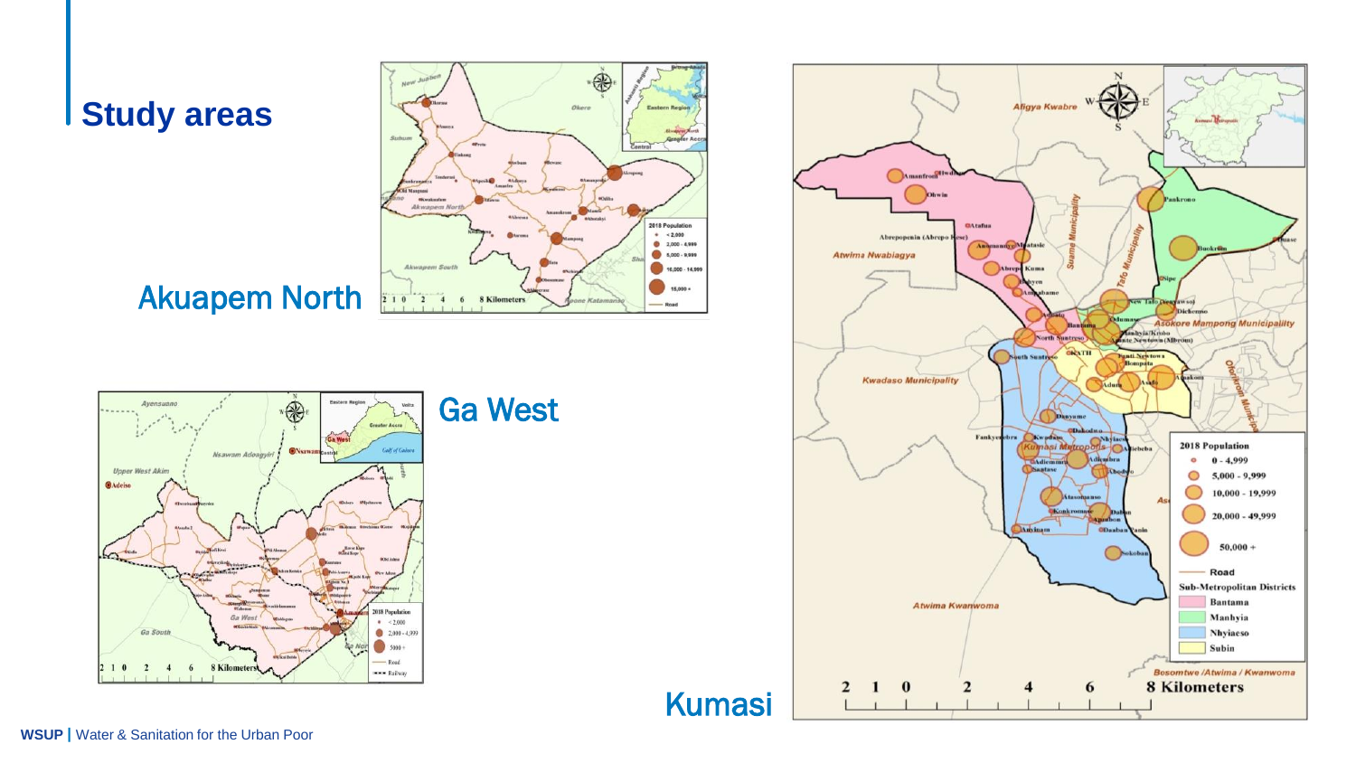# Study areas

Akuapem North

Ga West

Kumasi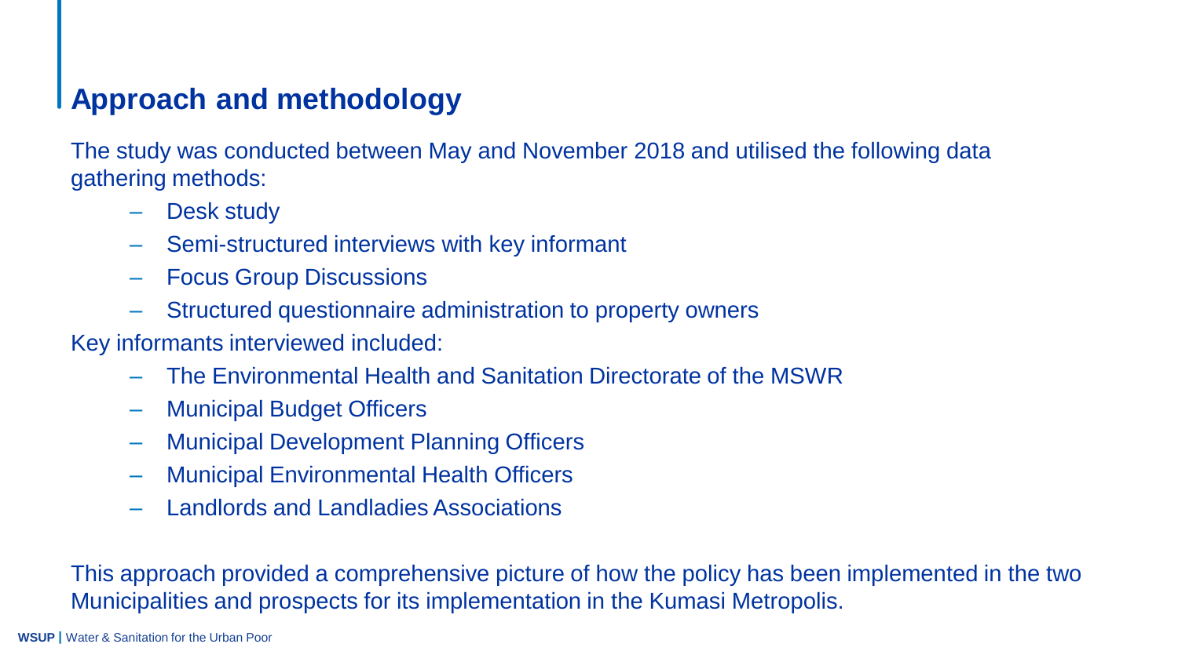## Approach and methodology

The study was conducted between May and November 2018 and utilised the following data gathering methods:

- Desk study
- Semi-structured interviews with key informant
- Focus Group Discussions
- Structured questionnaire administration to property owners

Key informants interviewed included:

- The Environmental Health and Sanitation Directorate of the MSWR
- Municipal Budget Officers
- Municipal Development Planning Officers
- Municipal Environmental Health Officers
- Landlords and Landladies Associations

This approach provided a comprehensive picture of how the policy has been implemented in the two Municipalities and prospects for its implementation in the Kumasi Metropolis.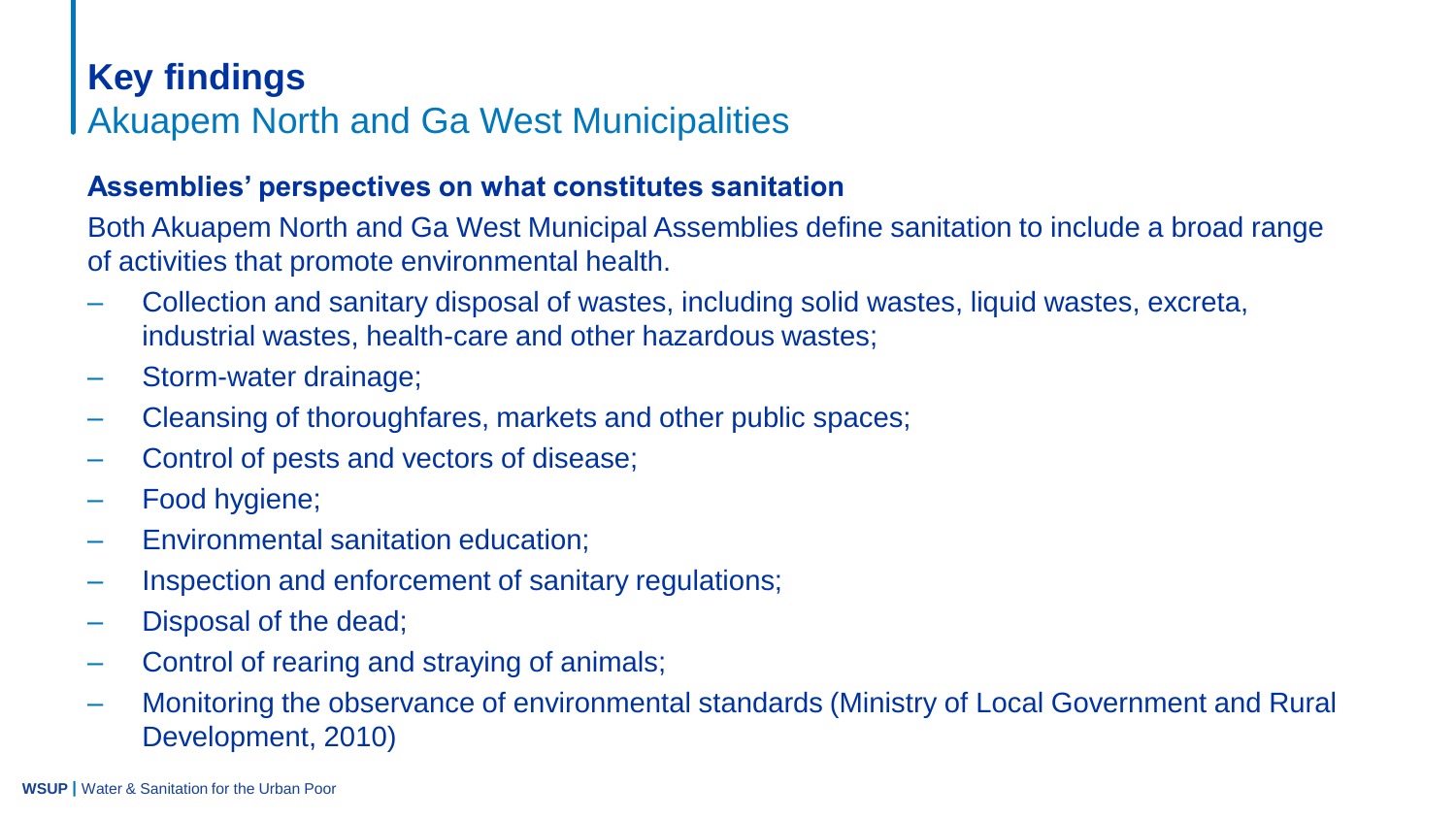# Key findings

## Akuapem North and Ga West Municipalities

### Assemblies' perspectives on what constitutes sanitation

Both Akuapem North and Ga West Municipal Assemblies define sanitation to include a broad range of activities that promote environmental health.

- Collection and sanitary disposal of wastes, including solid wastes, liquid wastes, excreta, industrial wastes, health-care and other hazardous wastes;
- Storm-water drainage;
- Cleansing of thoroughfares, markets and other public spaces;
- Control of pests and vectors of disease;
- Food hygiene;
- Environmental sanitation education;
- Inspection and enforcement of sanitary regulations;
- Disposal of the dead;
- Control of rearing and straying of animals;
- Monitoring the observance of environmental standards (Ministry of Local Government and Rural Development, 2010)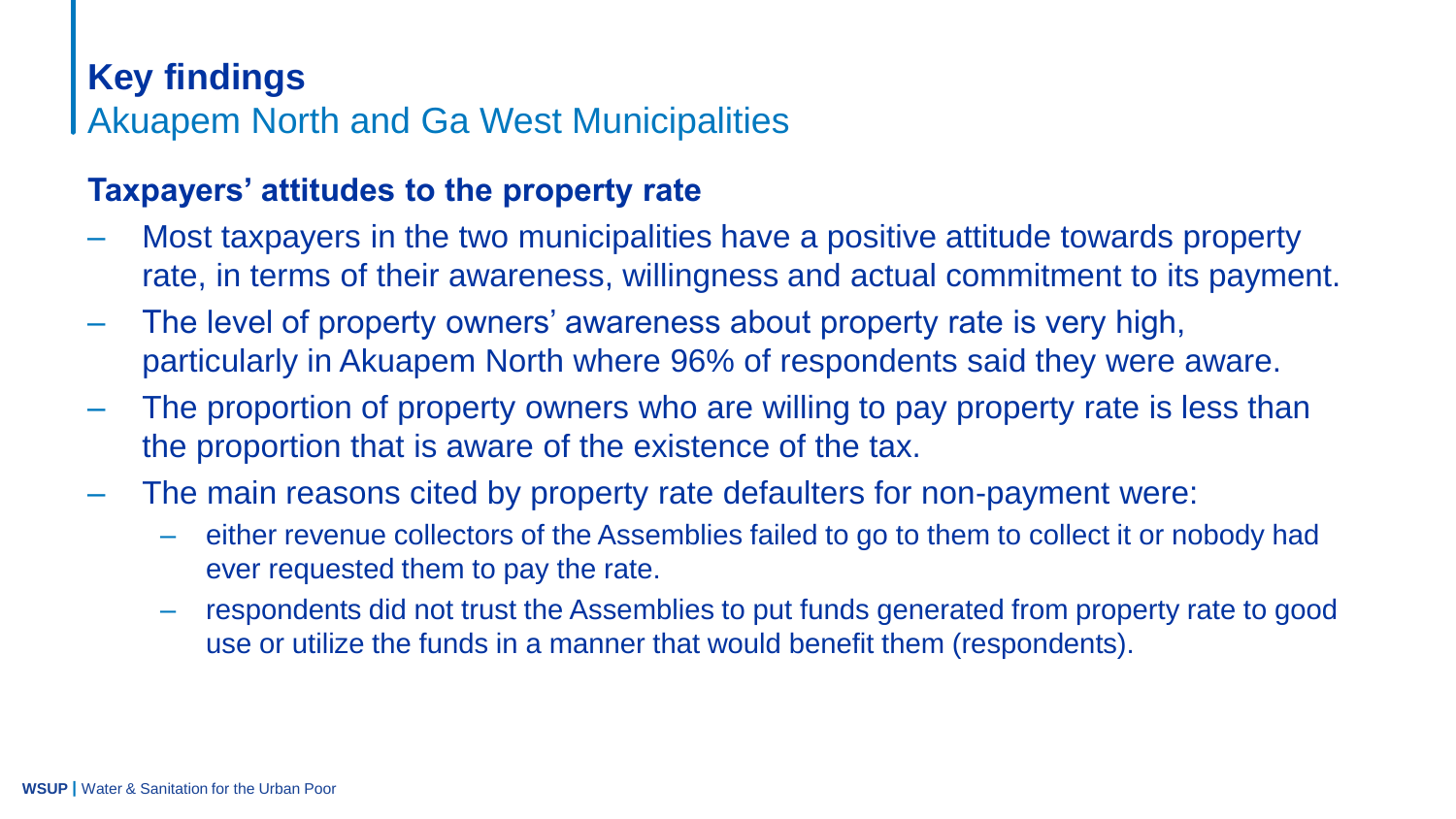# Key findings

## Akuapem North and Ga West Municipalities

### Taxpayers' attitudes to the property rate

- Most taxpayers in the two municipalities have a positive attitude towards property rate, in terms of their awareness, willingness and actual commitment to its payment.
- The level of property owners' awareness about property rate is very high, particularly in Akuapem North where 96% of respondents said they were aware.
- The proportion of property owners who are willing to pay property rate is less than the proportion that is aware of the existence of the tax.
- The main reasons cited by property rate defaulters for non-payment were:
  - either revenue collectors of the Assemblies failed to go to them to collect it or nobody had ever requested them to pay the rate.
  - respondents did not trust the Assemblies to put funds generated from property rate to good use or utilize the funds in a manner that would benefit them (respondents).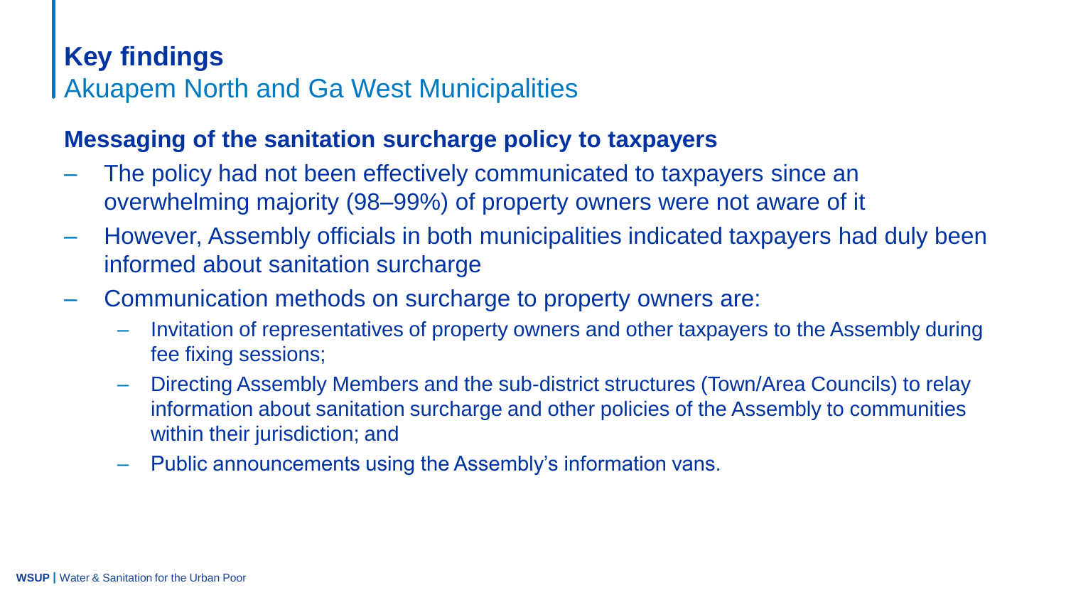## Key findings

Akuapem North and Ga West Municipalities

### Messaging of the sanitation surcharge policy to taxpayers

- The policy had not been effectively communicated to taxpayers since an overwhelming majority (98–99%) of property owners were not aware of it
- However, Assembly officials in both municipalities indicated taxpayers had duly been informed about sanitation surcharge
- Communication methods on surcharge to property owners are:
  - Invitation of representatives of property owners and other taxpayers to the Assembly during fee fixing sessions;
  - Directing Assembly Members and the sub-district structures (Town/Area Councils) to relay information about sanitation surcharge and other policies of the Assembly to communities within their jurisdiction; and
  - Public announcements using the Assembly's information vans.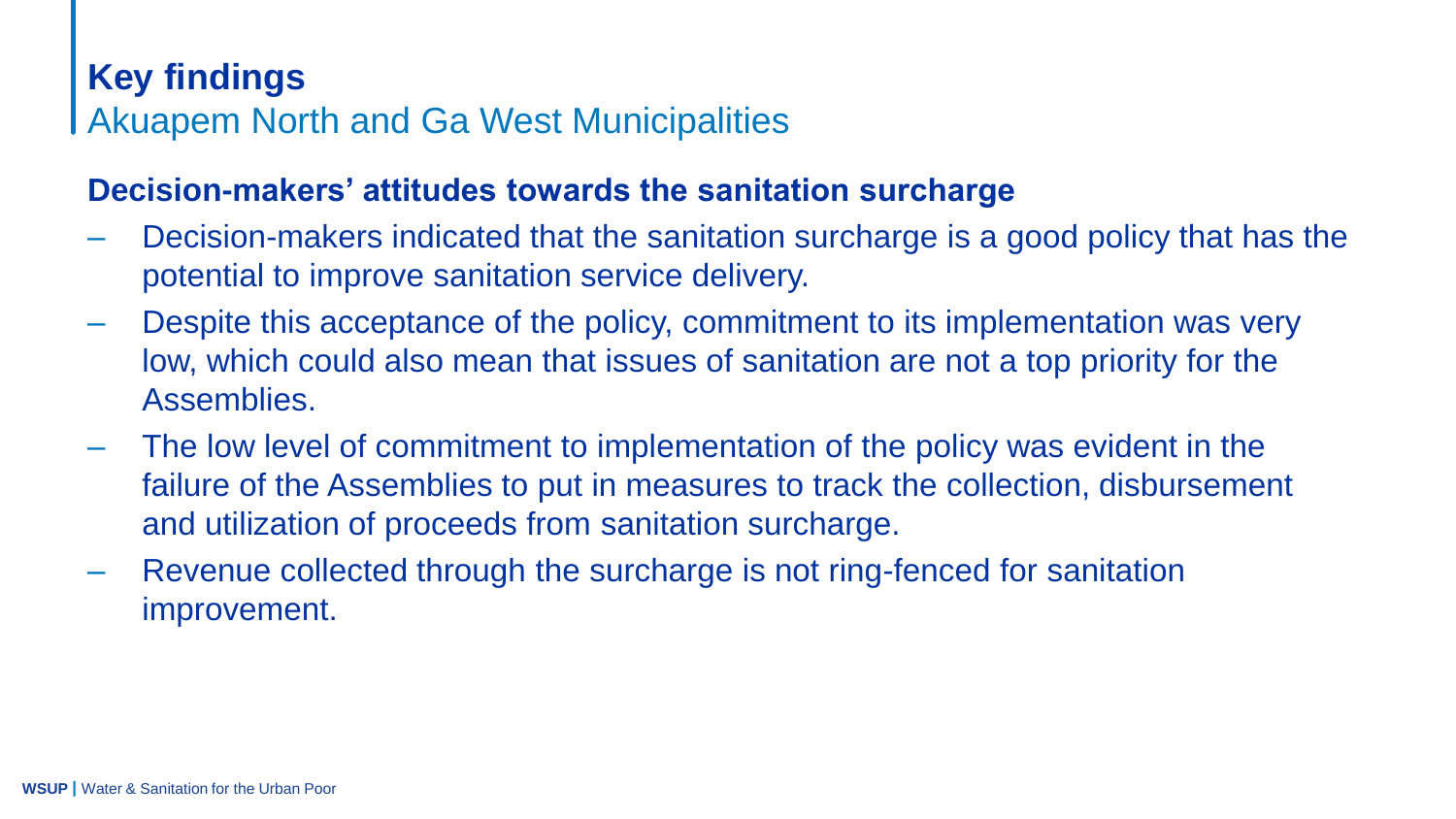# Key findings

## Akuapem North and Ga West Municipalities

### Decision-makers' attitudes towards the sanitation surcharge

- Decision-makers indicated that the sanitation surcharge is a good policy that has the potential to improve sanitation service delivery.
- Despite this acceptance of the policy, commitment to its implementation was very low, which could also mean that issues of sanitation are not a top priority for the Assemblies.
- The low level of commitment to implementation of the policy was evident in the failure of the Assemblies to put in measures to track the collection, disbursement and utilization of proceeds from sanitation surcharge.
- Revenue collected through the surcharge is not ring-fenced for sanitation improvement.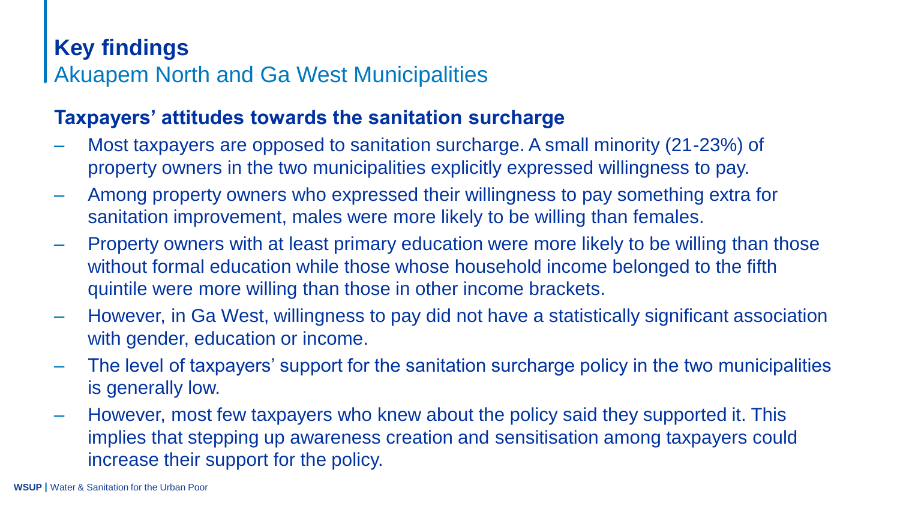# Key findings

## Akuapem North and Ga West Municipalities

### Taxpayers' attitudes towards the sanitation surcharge

- Most taxpayers are opposed to sanitation surcharge. A small minority (21-23%) of property owners in the two municipalities explicitly expressed willingness to pay.
- Among property owners who expressed their willingness to pay something extra for sanitation improvement, males were more likely to be willing than females.
- Property owners with at least primary education were more likely to be willing than those without formal education while those whose household income belonged to the fifth quintile were more willing than those in other income brackets.
- However, in Ga West, willingness to pay did not have a statistically significant association with gender, education or income.
- The level of taxpayers' support for the sanitation surcharge policy in the two municipalities is generally low.
- However, most few taxpayers who knew about the policy said they supported it. This implies that stepping up awareness creation and sensitisation among taxpayers could increase their support for the policy.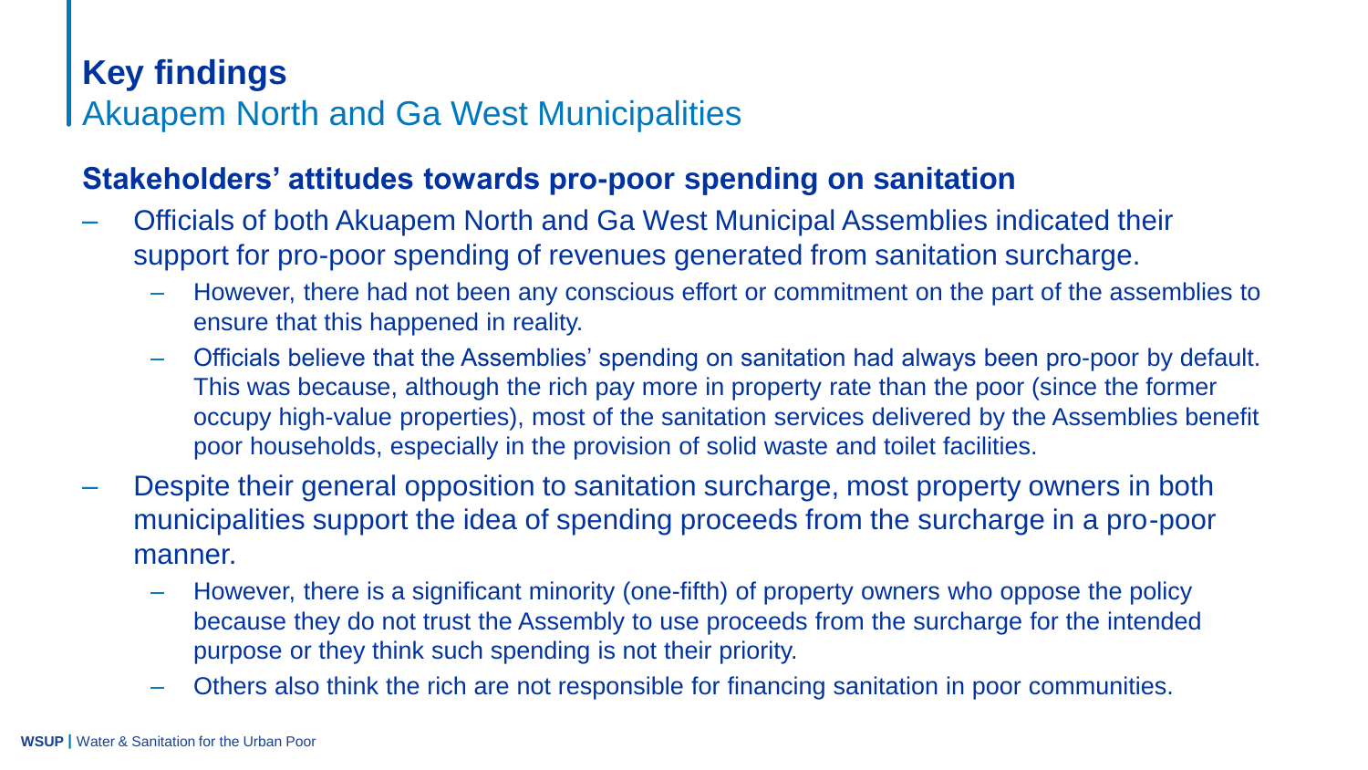# Key findings

## Akuapem North and Ga West Municipalities

### Stakeholders' attitudes towards pro-poor spending on sanitation

- Officials of both Akuapem North and Ga West Municipal Assemblies indicated their support for pro-poor spending of revenues generated from sanitation surcharge.
  - However, there had not been any conscious effort or commitment on the part of the assemblies to ensure that this happened in reality.
  - Officials believe that the Assemblies' spending on sanitation had always been pro-poor by default. This was because, although the rich pay more in property rate than the poor (since the former occupy high-value properties), most of the sanitation services delivered by the Assemblies benefit poor households, especially in the provision of solid waste and toilet facilities.
- Despite their general opposition to sanitation surcharge, most property owners in both municipalities support the idea of spending proceeds from the surcharge in a pro-poor manner.
  - However, there is a significant minority (one-fifth) of property owners who oppose the policy because they do not trust the Assembly to use proceeds from the surcharge for the intended purpose or they think such spending is not their priority.
  - Others also think the rich are not responsible for financing sanitation in poor communities.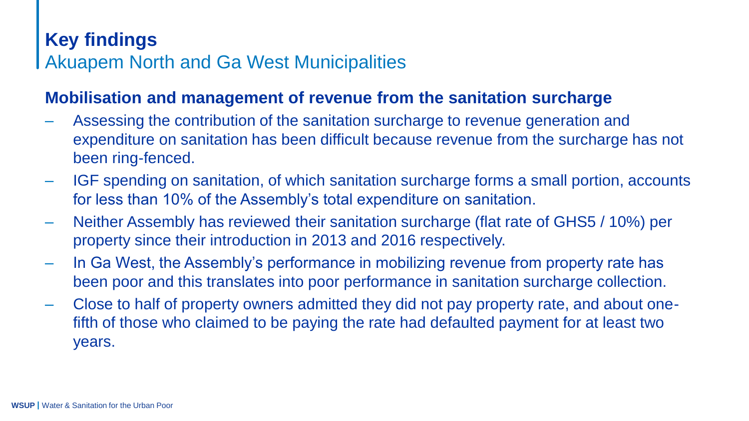# Key findings

## Akuapem North and Ga West Municipalities

### Mobilisation and management of revenue from the sanitation surcharge

- Assessing the contribution of the sanitation surcharge to revenue generation and expenditure on sanitation has been difficult because revenue from the surcharge has not been ring-fenced.
- IGF spending on sanitation, of which sanitation surcharge forms a small portion, accounts for less than 10% of the Assembly's total expenditure on sanitation.
- Neither Assembly has reviewed their sanitation surcharge (flat rate of GHS5 / 10%) per property since their introduction in 2013 and 2016 respectively.
- In Ga West, the Assembly's performance in mobilizing revenue from property rate has been poor and this translates into poor performance in sanitation surcharge collection.
- Close to half of property owners admitted they did not pay property rate, and about one-fifth of those who claimed to be paying the rate had defaulted payment for at least two years.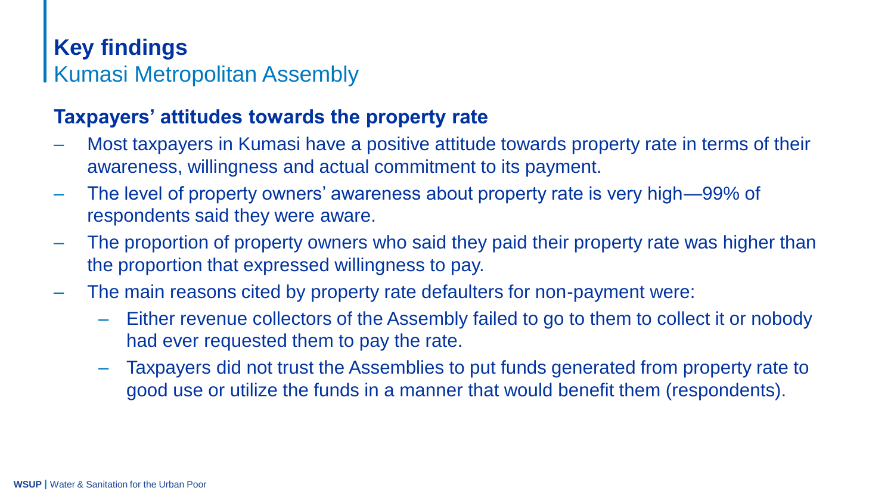# Key findings

## Kumasi Metropolitan Assembly

### Taxpayers' attitudes towards the property rate

- Most taxpayers in Kumasi have a positive attitude towards property rate in terms of their awareness, willingness and actual commitment to its payment.
- The level of property owners' awareness about property rate is very high—99% of respondents said they were aware.
- The proportion of property owners who said they paid their property rate was higher than the proportion that expressed willingness to pay.
- The main reasons cited by property rate defaulters for non-payment were:
  - Either revenue collectors of the Assembly failed to go to them to collect it or nobody had ever requested them to pay the rate.
  - Taxpayers did not trust the Assemblies to put funds generated from property rate to good use or utilize the funds in a manner that would benefit them (respondents).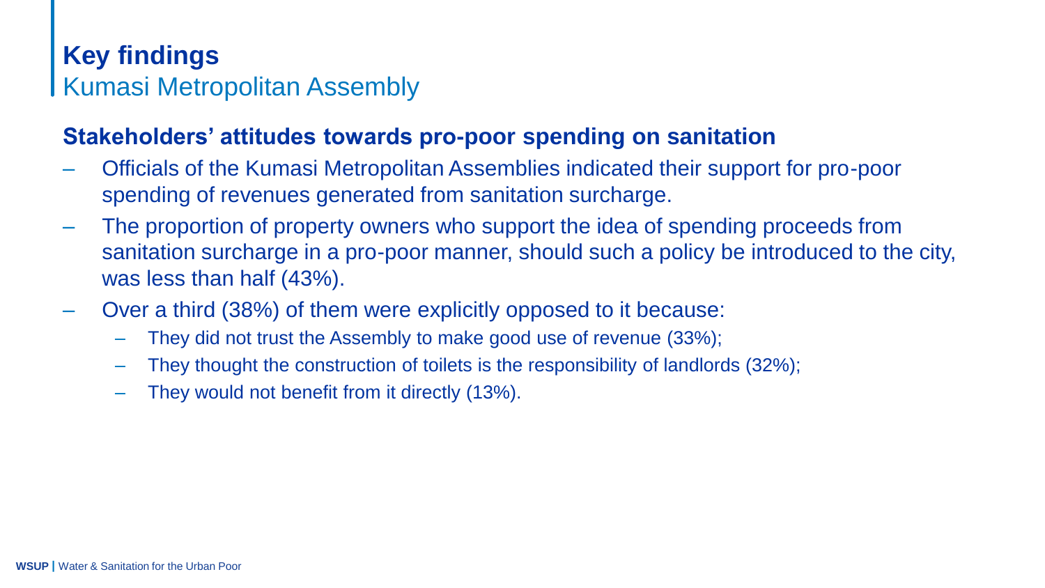# Key findings

## Kumasi Metropolitan Assembly

### Stakeholders' attitudes towards pro-poor spending on sanitation

- Officials of the Kumasi Metropolitan Assemblies indicated their support for pro-poor spending of revenues generated from sanitation surcharge.
- The proportion of property owners who support the idea of spending proceeds from sanitation surcharge in a pro-poor manner, should such a policy be introduced to the city, was less than half (43%).
- Over a third (38%) of them were explicitly opposed to it because:
  - They did not trust the Assembly to make good use of revenue (33%);
  - They thought the construction of toilets is the responsibility of landlords (32%);
  - They would not benefit from it directly (13%).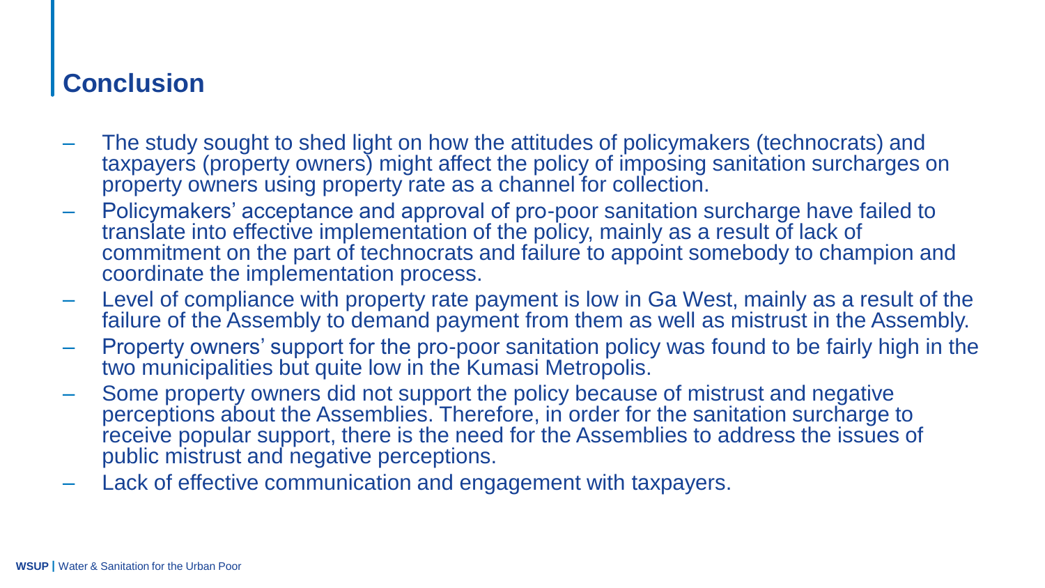## Conclusion

- The study sought to shed light on how the attitudes of policymakers (technocrats) and taxpayers (property owners) might affect the policy of imposing sanitation surcharges on property owners using property rate as a channel for collection.
- Policymakers' acceptance and approval of pro-poor sanitation surcharge have failed to translate into effective implementation of the policy, mainly as a result of lack of commitment on the part of technocrats and failure to appoint somebody to champion and coordinate the implementation process.
- Level of compliance with property rate payment is low in Ga West, mainly as a result of the failure of the Assembly to demand payment from them as well as mistrust in the Assembly.
- Property owners' support for the pro-poor sanitation policy was found to be fairly high in the two municipalities but quite low in the Kumasi Metropolis.
- Some property owners did not support the policy because of mistrust and negative perceptions about the Assemblies. Therefore, in order for the sanitation surcharge to receive popular support, there is the need for the Assemblies to address the issues of public mistrust and negative perceptions.
- Lack of effective communication and engagement with taxpayers.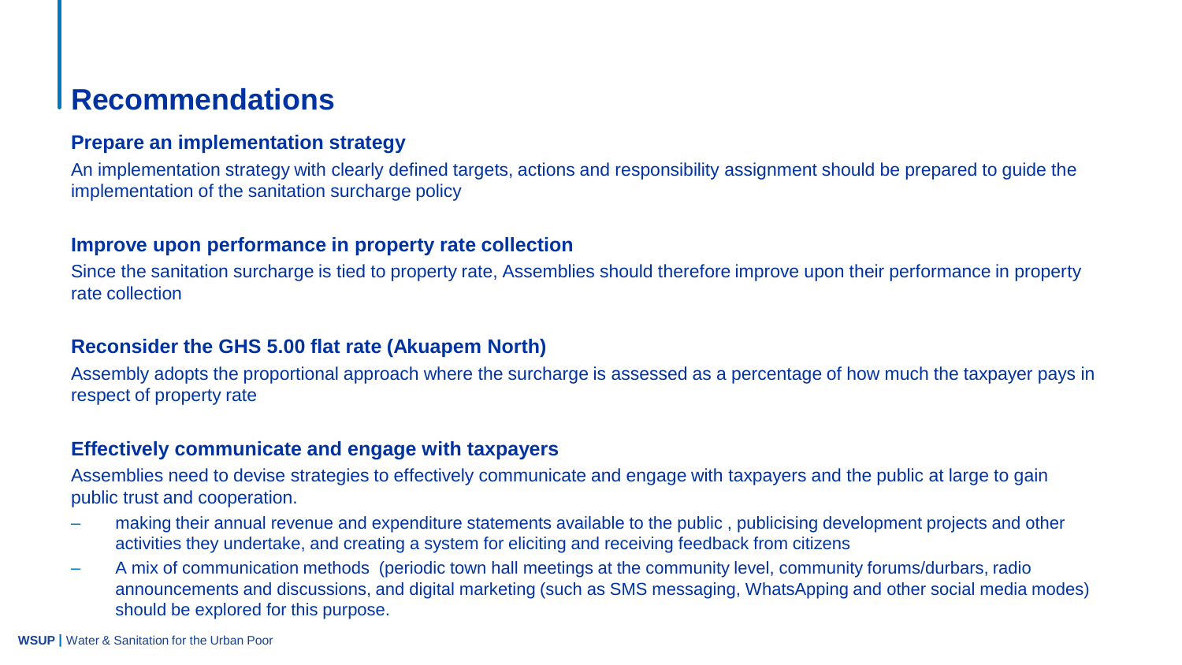# Recommendations

### Prepare an implementation strategy

An implementation strategy with clearly defined targets, actions and responsibility assignment should be prepared to guide the implementation of the sanitation surcharge policy

### Improve upon performance in property rate collection

Since the sanitation surcharge is tied to property rate, Assemblies should therefore improve upon their performance in property rate collection

### Reconsider the GHS 5.00 flat rate (Akuapem North)

Assembly adopts the proportional approach where the surcharge is assessed as a percentage of how much the taxpayer pays in respect of property rate

### Effectively communicate and engage with taxpayers

Assemblies need to devise strategies to effectively communicate and engage with taxpayers and the public at large to gain public trust and cooperation.

- making their annual revenue and expenditure statements available to the public , publicising development projects and other activities they undertake, and creating a system for eliciting and receiving feedback from citizens
- A mix of communication methods (periodic town hall meetings at the community level, community forums/durbars, radio announcements and discussions, and digital marketing (such as SMS messaging, WhatsApping and other social media modes) should be explored for this purpose.